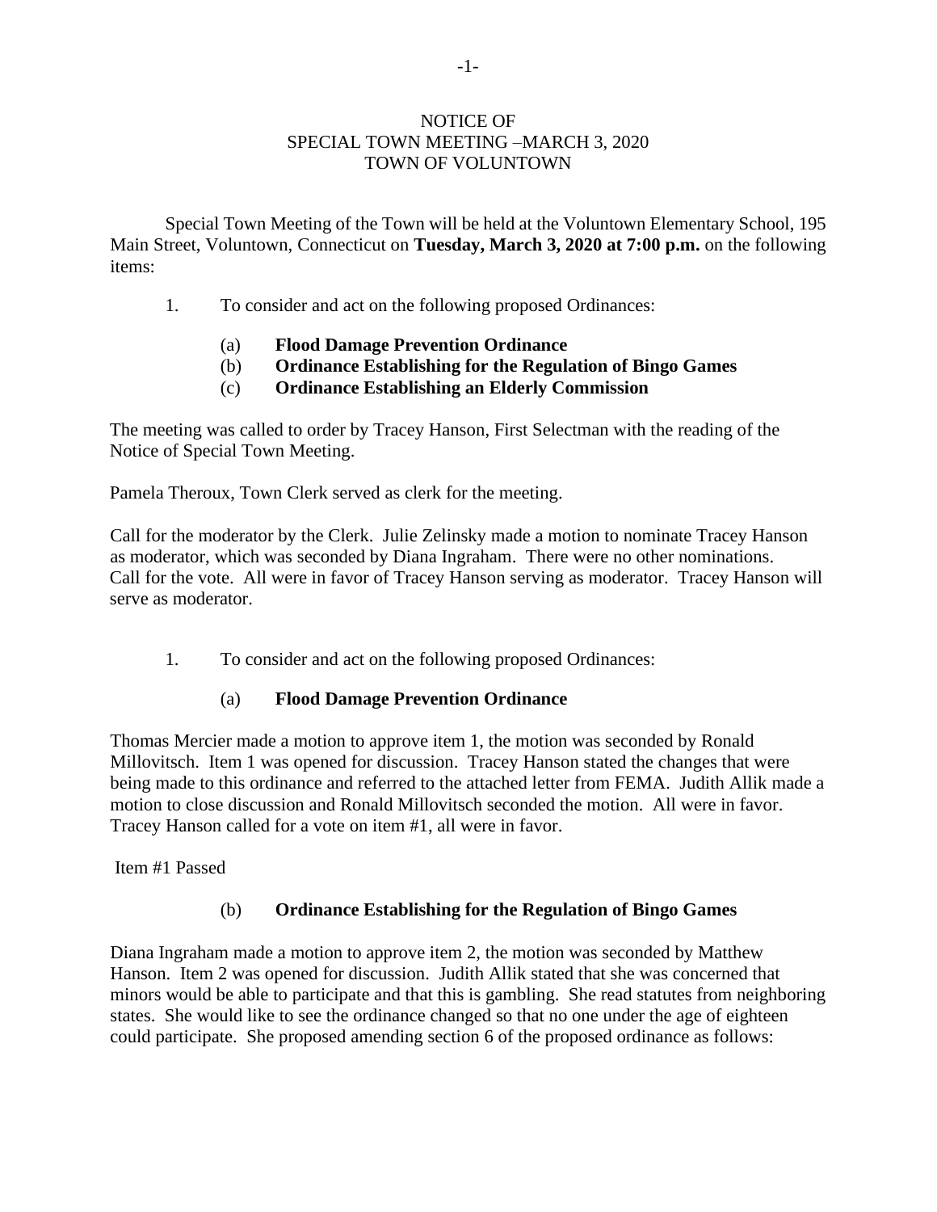# NOTICE OF
# SPECIAL TOWN MEETING –MARCH 3, 2020
# TOWN OF VOLUNTOWN

Special Town Meeting of the Town will be held at the Voluntown Elementary School, 195 Main Street, Voluntown, Connecticut on **Tuesday, March 3, 2020 at 7:00 p.m.** on the following items:

1. To consider and act on the following proposed Ordinances:

   (a) **Flood Damage Prevention Ordinance**
   (b) **Ordinance Establishing for the Regulation of Bingo Games**
   (c) **Ordinance Establishing an Elderly Commission**

The meeting was called to order by Tracey Hanson, First Selectman with the reading of the Notice of Special Town Meeting.

Pamela Theroux, Town Clerk served as clerk for the meeting.

Call for the moderator by the Clerk. Julie Zelinsky made a motion to nominate Tracey Hanson as moderator, which was seconded by Diana Ingraham. There were no other nominations. Call for the vote. All were in favor of Tracey Hanson serving as moderator. Tracey Hanson will serve as moderator.

1. To consider and act on the following proposed Ordinances:

   (a) **Flood Damage Prevention Ordinance**

Thomas Mercier made a motion to approve item 1, the motion was seconded by Ronald Millovitsch. Item 1 was opened for discussion. Tracey Hanson stated the changes that were being made to this ordinance and referred to the attached letter from FEMA. Judith Allik made a motion to close discussion and Ronald Millovitsch seconded the motion. All were in favor. Tracey Hanson called for a vote on item #1, all were in favor.

Item #1 Passed

   (b) **Ordinance Establishing for the Regulation of Bingo Games**

Diana Ingraham made a motion to approve item 2, the motion was seconded by Matthew Hanson. Item 2 was opened for discussion. Judith Allik stated that she was concerned that minors would be able to participate and that this is gambling. She read statutes from neighboring states. She would like to see the ordinance changed so that no one under the age of eighteen could participate. She proposed amending section 6 of the proposed ordinance as follows: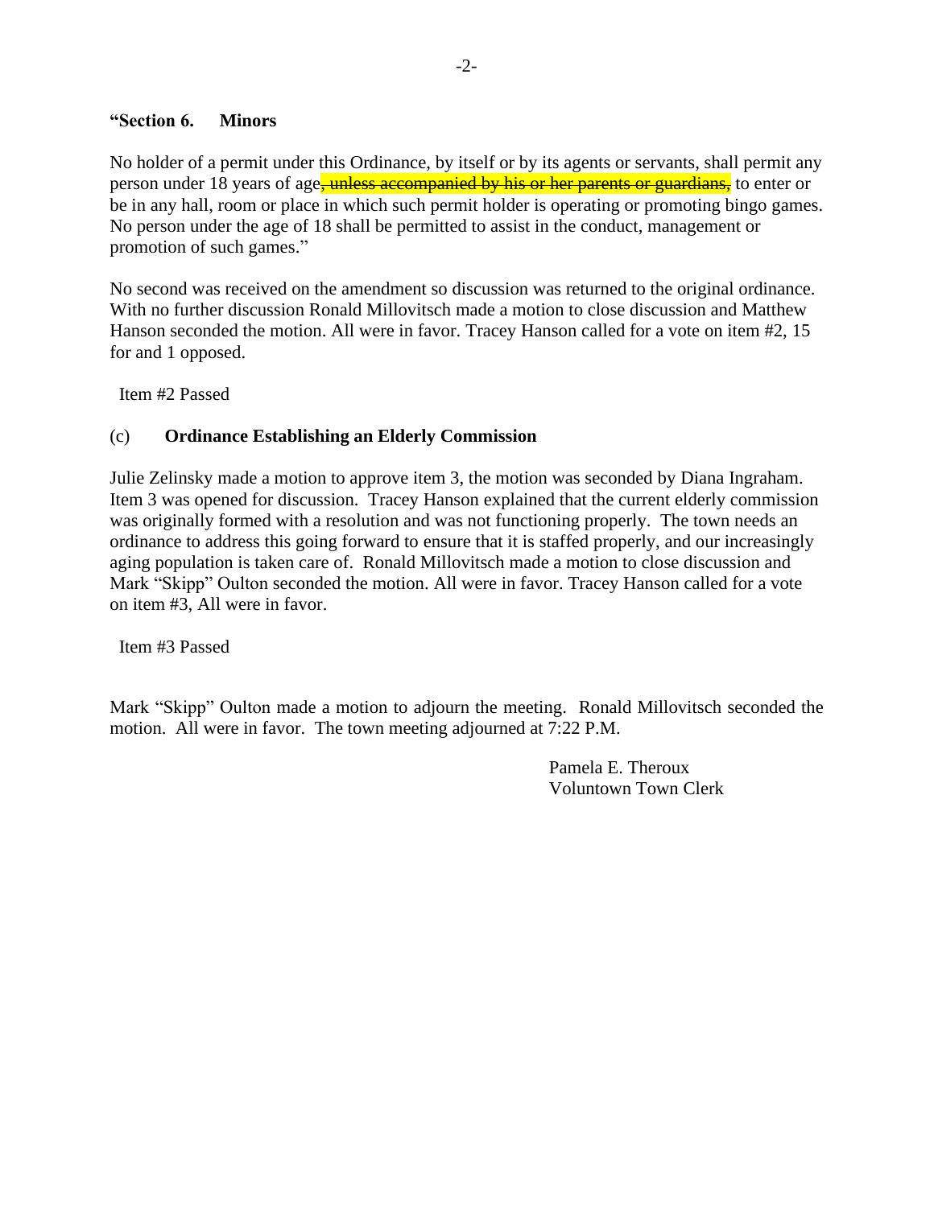**"Section 6. Minors**

No holder of a permit under this Ordinance, by itself or by its agents or servants, shall permit any person under 18 years of age~~, unless accompanied by his or her parents or guardians,~~ to enter or be in any hall, room or place in which such permit holder is operating or promoting bingo games. No person under the age of 18 shall be permitted to assist in the conduct, management or promotion of such games."

No second was received on the amendment so discussion was returned to the original ordinance. With no further discussion Ronald Millovitsch made a motion to close discussion and Matthew Hanson seconded the motion. All were in favor. Tracey Hanson called for a vote on item #2, 15 for and 1 opposed.

Item #2 Passed

(c) **Ordinance Establishing an Elderly Commission**

Julie Zelinsky made a motion to approve item 3, the motion was seconded by Diana Ingraham. Item 3 was opened for discussion. Tracey Hanson explained that the current elderly commission was originally formed with a resolution and was not functioning properly. The town needs an ordinance to address this going forward to ensure that it is staffed properly, and our increasingly aging population is taken care of. Ronald Millovitsch made a motion to close discussion and Mark "Skipp" Oulton seconded the motion. All were in favor. Tracey Hanson called for a vote on item #3, All were in favor.

Item #3 Passed

Mark "Skipp" Oulton made a motion to adjourn the meeting. Ronald Millovitsch seconded the motion. All were in favor. The town meeting adjourned at 7:22 P.M.

Pamela E. Theroux
Voluntown Town Clerk